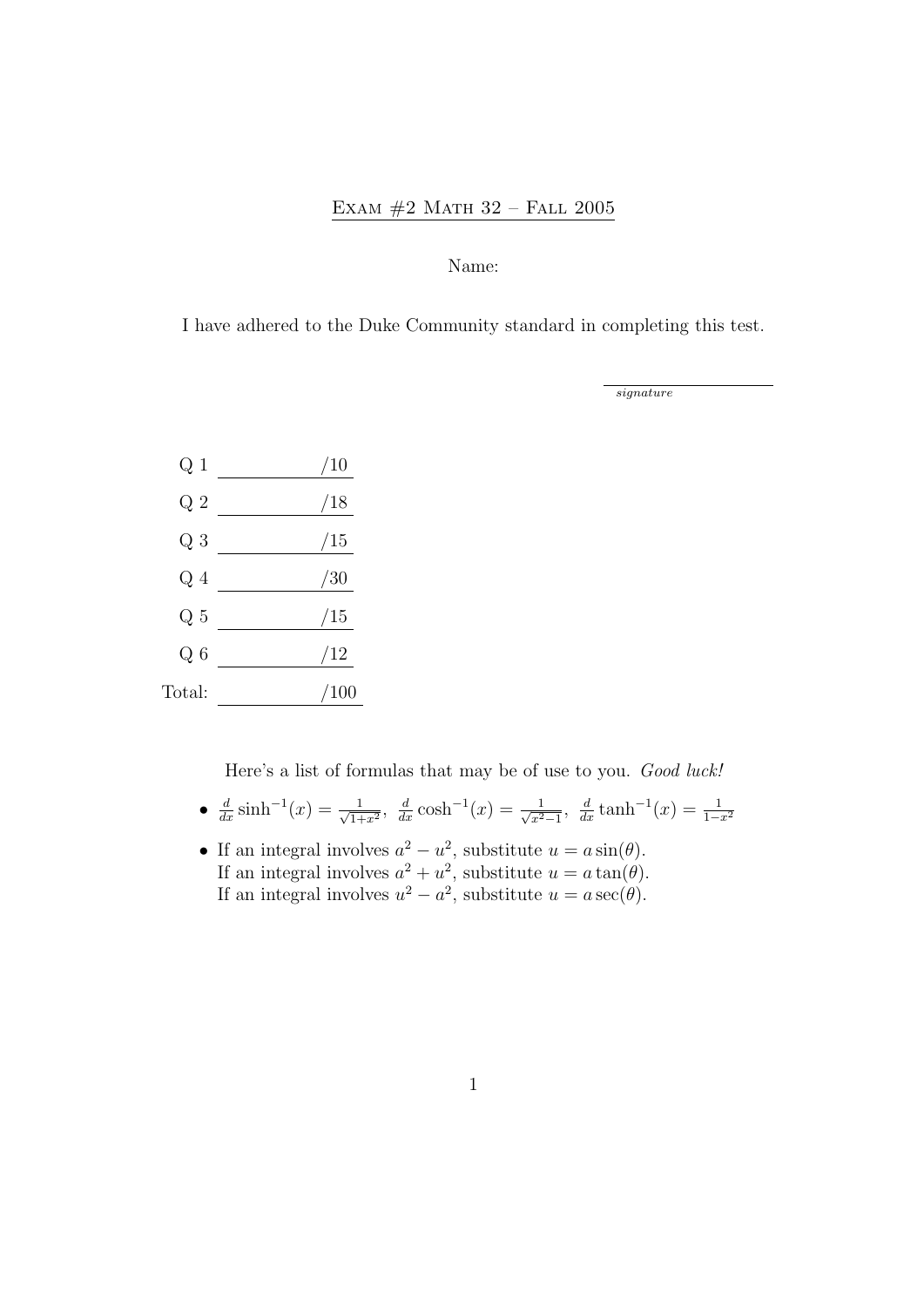# Exam #2 Math 32 – Fall 2005

Name:

I have adhered to the Duke Community standard in completing this test.

_______________
*signature*

| | |
|---|---|
| Q 1 | /10 |
| Q 2 | /18 |
| Q 3 | /15 |
| Q 4 | /30 |
| Q 5 | /15 |
| Q 6 | /12 |
| Total: | /100 |

Here's a list of formulas that may be of use to you. *Good luck!*

- $\frac{d}{dx}\sinh^{-1}(x) = \frac{1}{\sqrt{1+x^2}}$, $\frac{d}{dx}\cosh^{-1}(x) = \frac{1}{\sqrt{x^2-1}}$, $\frac{d}{dx}\tanh^{-1}(x) = \frac{1}{1-x^2}$
- If an integral involves $a^2 - u^2$, substitute $u = a\sin(\theta)$.
  If an integral involves $a^2 + u^2$, substitute $u = a\tan(\theta)$.
  If an integral involves $u^2 - a^2$, substitute $u = a\sec(\theta)$.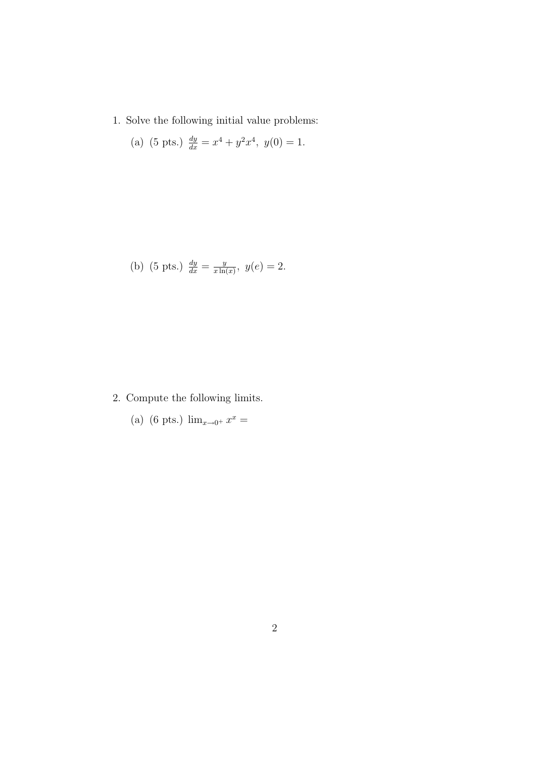1. Solve the following initial value problems:

   (a) (5 pts.) $\frac{dy}{dx} = x^4 + y^2 x^4, \ y(0) = 1.$

   (b) (5 pts.) $\frac{dy}{dx} = \frac{y}{x \ln(x)}, \ y(e) = 2.$

2. Compute the following limits.

   (a) (6 pts.) $\lim_{x \to 0^+} x^x =$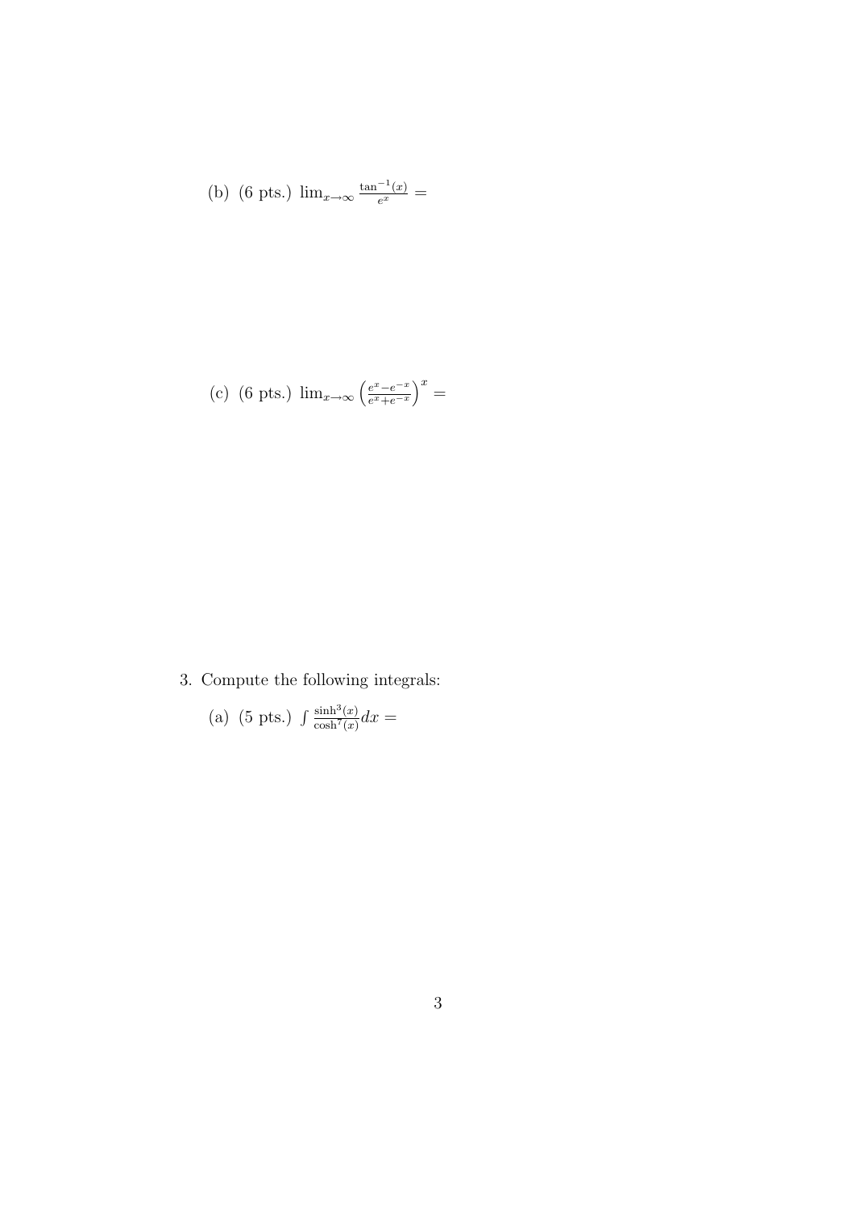(b) (6 pts.) $\lim_{x\to\infty} \frac{\tan^{-1}(x)}{e^x} =$

(c) (6 pts.) $\lim_{x\to\infty} \left(\frac{e^x - e^{-x}}{e^x + e^{-x}}\right)^x =$

3. Compute the following integrals:

   (a) (5 pts.) $\int \frac{\sinh^3(x)}{\cosh^7(x)} dx =$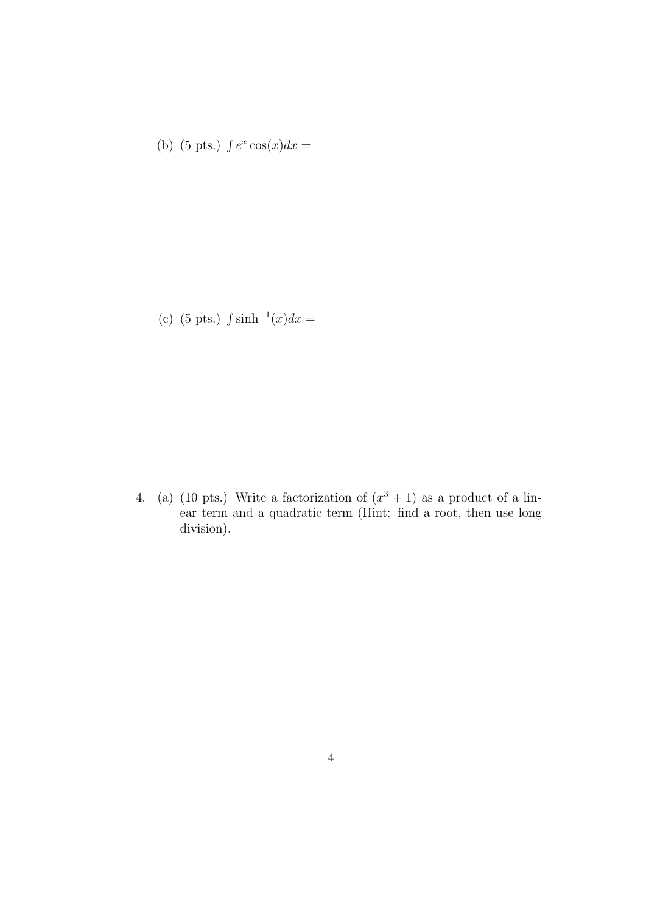(b) (5 pts.) $\int e^x \cos(x) dx =$

(c) (5 pts.) $\int \sinh^{-1}(x) dx =$

4. (a) (10 pts.) Write a factorization of $(x^3 + 1)$ as a product of a linear term and a quadratic term (Hint: find a root, then use long division).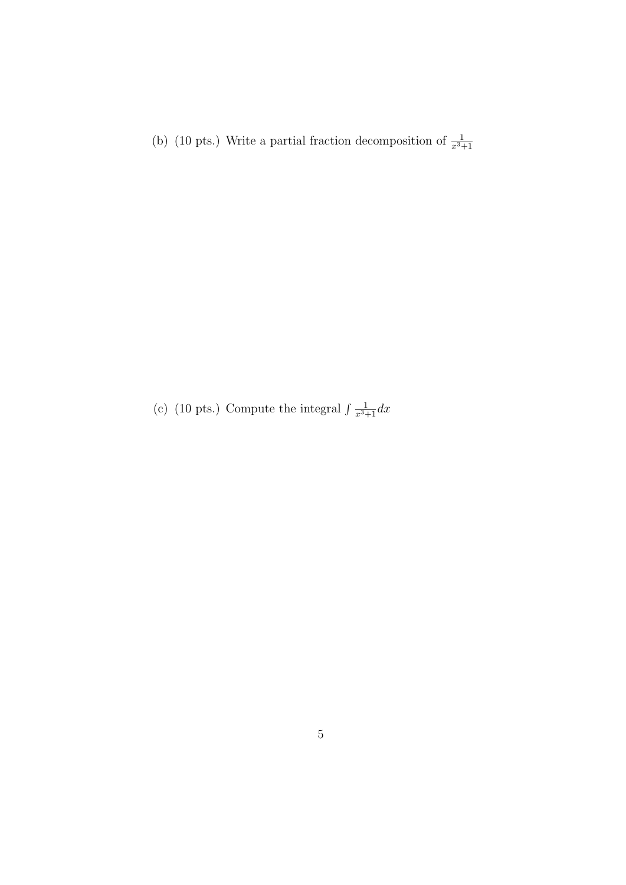(b) (10 pts.) Write a partial fraction decomposition of $\frac{1}{x^3+1}$

(c) (10 pts.) Compute the integral $\int \frac{1}{x^3+1} dx$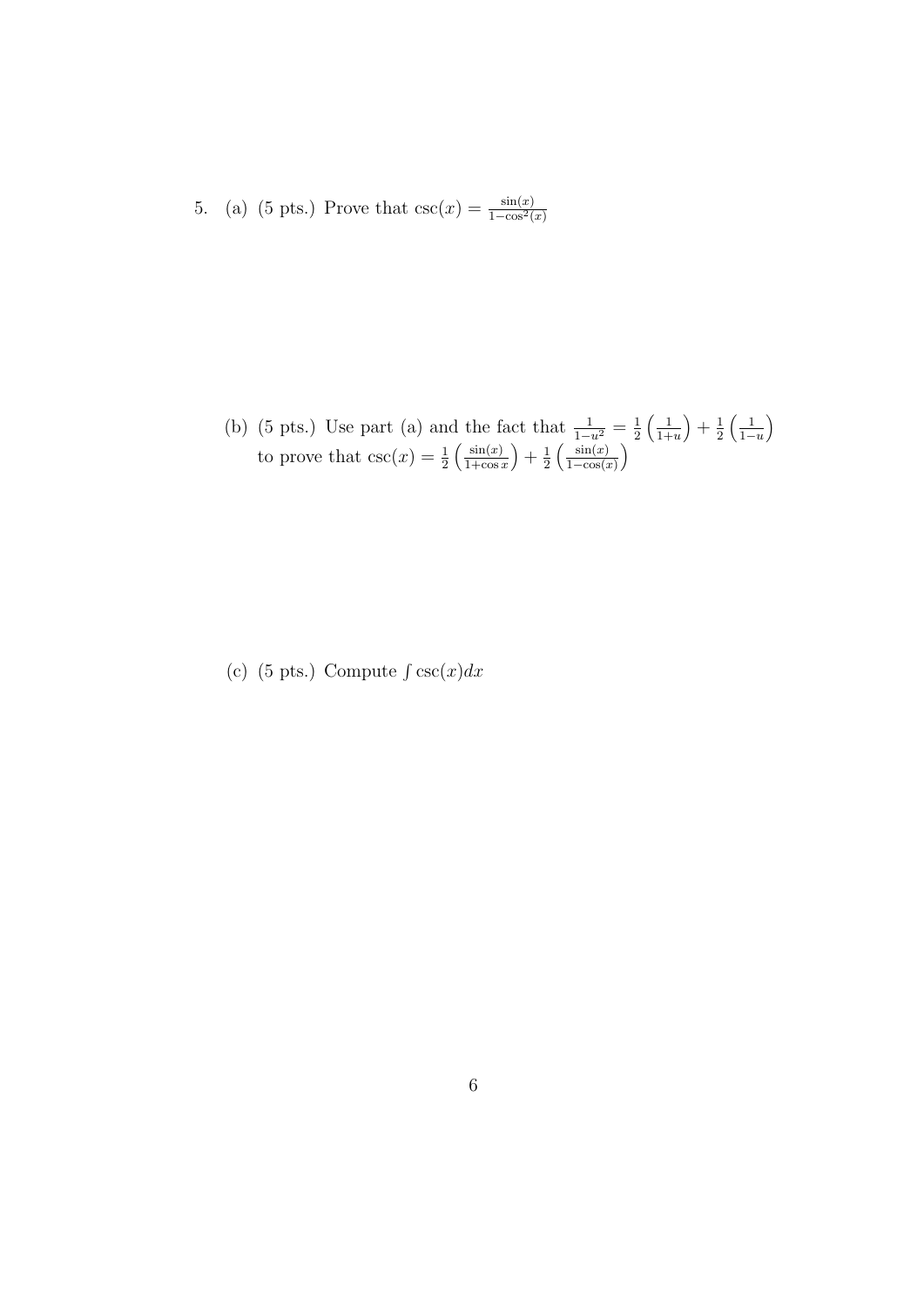5. (a) (5 pts.) Prove that $\csc(x) = \frac{\sin(x)}{1-\cos^2(x)}$

(b) (5 pts.) Use part (a) and the fact that $\frac{1}{1-u^2} = \frac{1}{2}\left(\frac{1}{1+u}\right) + \frac{1}{2}\left(\frac{1}{1-u}\right)$ to prove that $\csc(x) = \frac{1}{2}\left(\frac{\sin(x)}{1+\cos x}\right) + \frac{1}{2}\left(\frac{\sin(x)}{1-\cos(x)}\right)$

(c) (5 pts.) Compute $\int \csc(x)dx$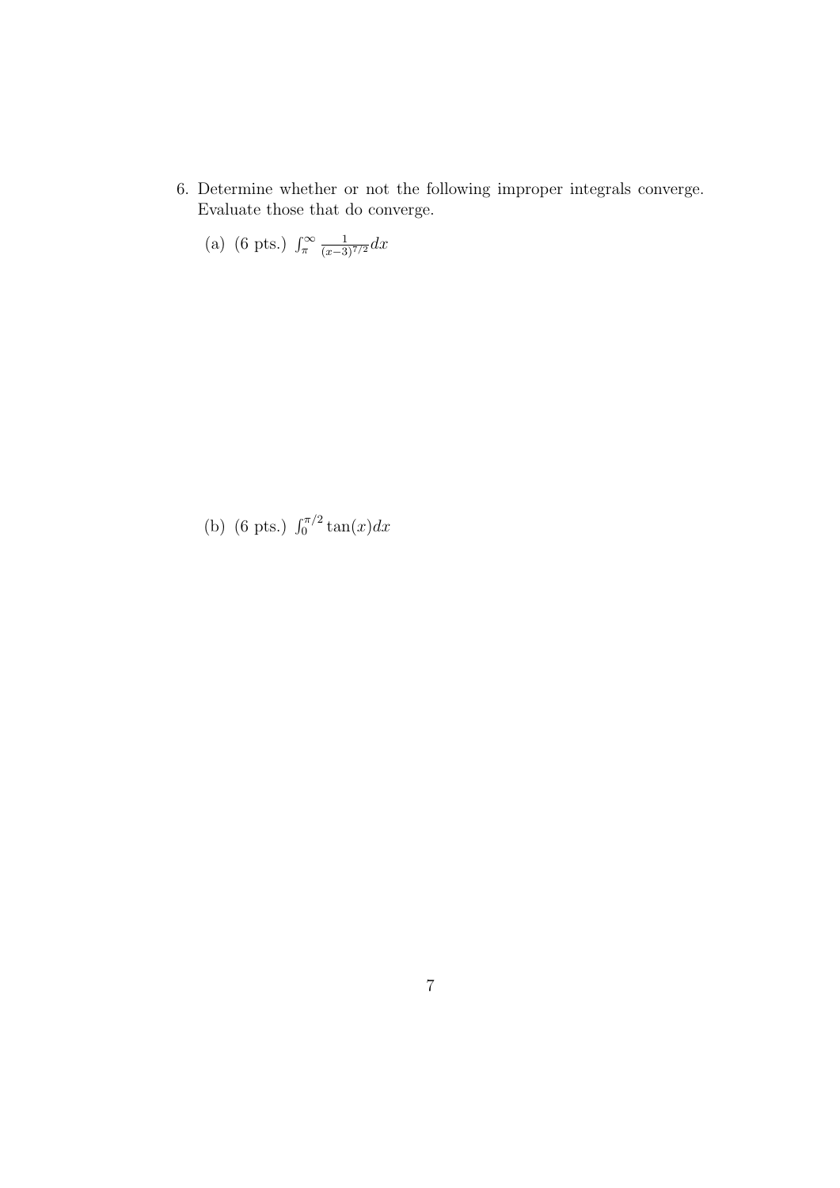6. Determine whether or not the following improper integrals converge. Evaluate those that do converge.

   (a) (6 pts.) $\int_{\pi}^{\infty} \frac{1}{(x-3)^{7/2}} dx$

   (b) (6 pts.) $\int_{0}^{\pi/2} \tan(x) dx$